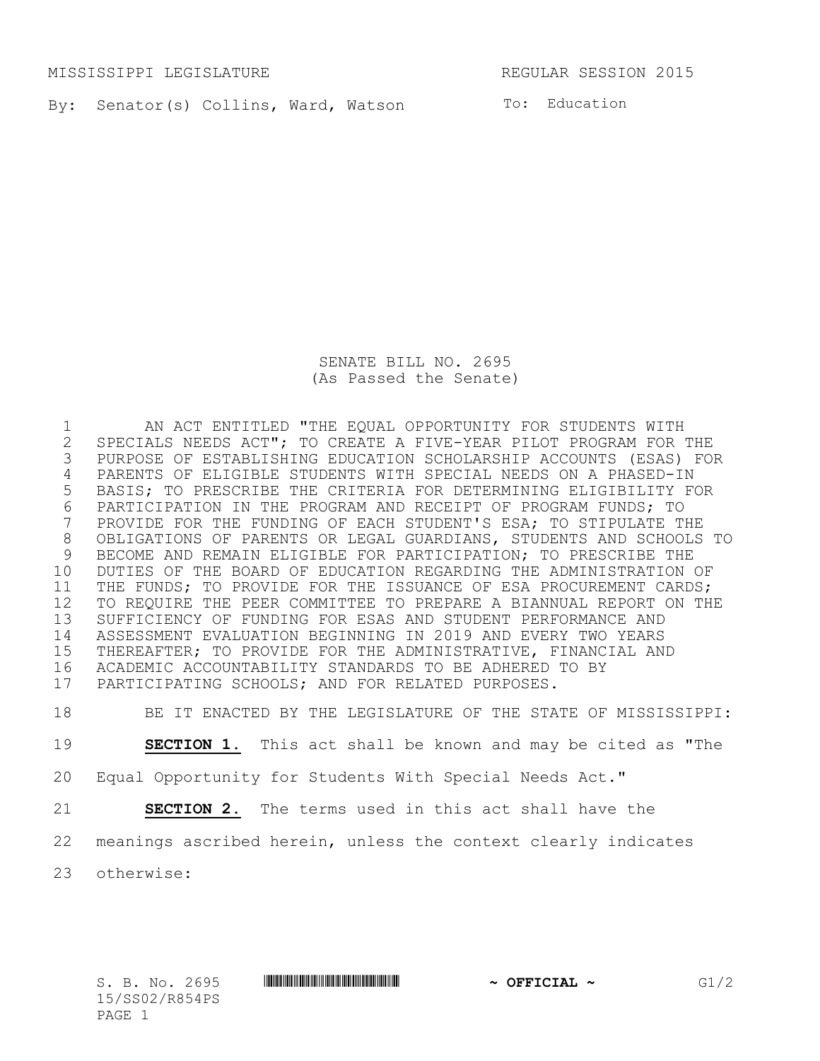MISSISSIPPI LEGISLATURE REGULAR SESSION 2015

By: Senator(s) Collins, Ward, Watson

To: Education

# SENATE BILL NO. 2695
(As Passed the Senate)

AN ACT ENTITLED "THE EQUAL OPPORTUNITY FOR STUDENTS WITH SPECIALS NEEDS ACT"; TO CREATE A FIVE-YEAR PILOT PROGRAM FOR THE PURPOSE OF ESTABLISHING EDUCATION SCHOLARSHIP ACCOUNTS (ESAS) FOR PARENTS OF ELIGIBLE STUDENTS WITH SPECIAL NEEDS ON A PHASED-IN BASIS; TO PRESCRIBE THE CRITERIA FOR DETERMINING ELIGIBILITY FOR PARTICIPATION IN THE PROGRAM AND RECEIPT OF PROGRAM FUNDS; TO PROVIDE FOR THE FUNDING OF EACH STUDENT'S ESA; TO STIPULATE THE OBLIGATIONS OF PARENTS OR LEGAL GUARDIANS, STUDENTS AND SCHOOLS TO BECOME AND REMAIN ELIGIBLE FOR PARTICIPATION; TO PRESCRIBE THE DUTIES OF THE BOARD OF EDUCATION REGARDING THE ADMINISTRATION OF THE FUNDS; TO PROVIDE FOR THE ISSUANCE OF ESA PROCUREMENT CARDS; TO REQUIRE THE PEER COMMITTEE TO PREPARE A BIANNUAL REPORT ON THE SUFFICIENCY OF FUNDING FOR ESAS AND STUDENT PERFORMANCE AND ASSESSMENT EVALUATION BEGINNING IN 2019 AND EVERY TWO YEARS THEREAFTER; TO PROVIDE FOR THE ADMINISTRATIVE, FINANCIAL AND ACADEMIC ACCOUNTABILITY STANDARDS TO BE ADHERED TO BY PARTICIPATING SCHOOLS; AND FOR RELATED PURPOSES.

BE IT ENACTED BY THE LEGISLATURE OF THE STATE OF MISSISSIPPI:

**SECTION 1.** This act shall be known and may be cited as "The Equal Opportunity for Students With Special Needs Act."

**SECTION 2.** The terms used in this act shall have the meanings ascribed herein, unless the context clearly indicates otherwise: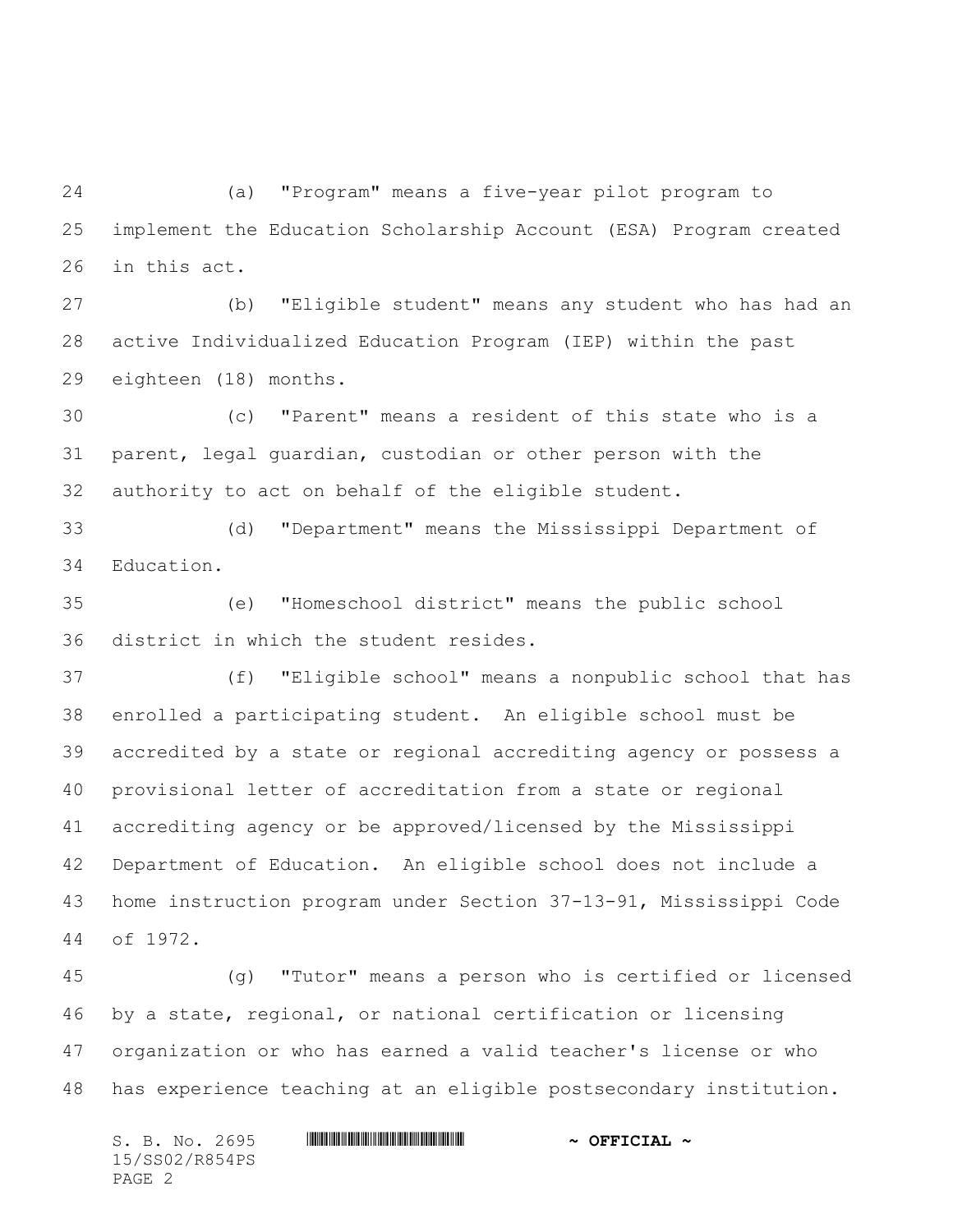(a) "Program" means a five-year pilot program to implement the Education Scholarship Account (ESA) Program created in this act.

(b) "Eligible student" means any student who has had an active Individualized Education Program (IEP) within the past eighteen (18) months.

(c) "Parent" means a resident of this state who is a parent, legal guardian, custodian or other person with the authority to act on behalf of the eligible student.

(d) "Department" means the Mississippi Department of Education.

(e) "Homeschool district" means the public school district in which the student resides.

(f) "Eligible school" means a nonpublic school that has enrolled a participating student. An eligible school must be accredited by a state or regional accrediting agency or possess a provisional letter of accreditation from a state or regional accrediting agency or be approved/licensed by the Mississippi Department of Education. An eligible school does not include a home instruction program under Section 37-13-91, Mississippi Code of 1972.

(g) "Tutor" means a person who is certified or licensed by a state, regional, or national certification or licensing organization or who has earned a valid teacher's license or who has experience teaching at an eligible postsecondary institution.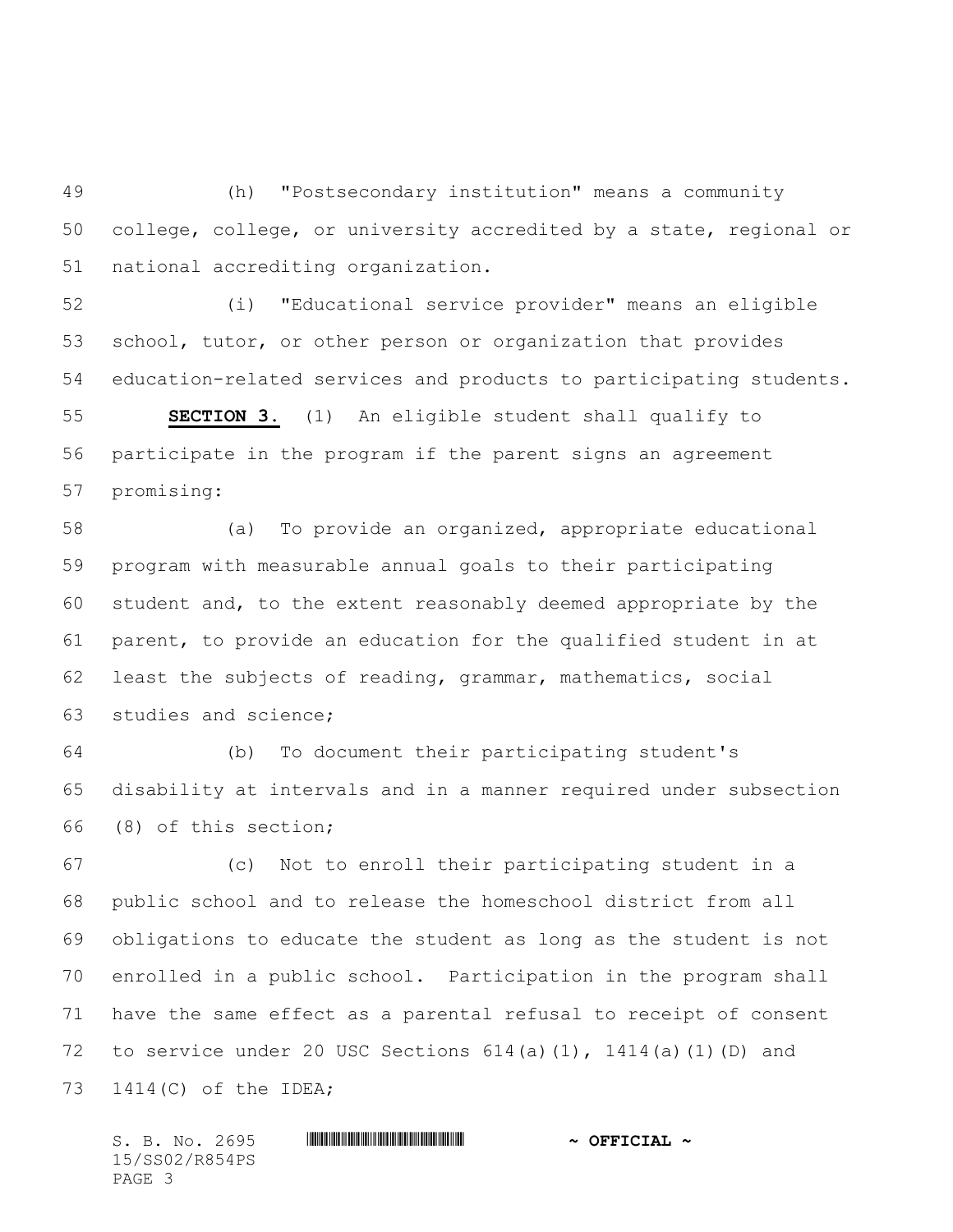(h) "Postsecondary institution" means a community college, college, or university accredited by a state, regional or national accrediting organization.

(i) "Educational service provider" means an eligible school, tutor, or other person or organization that provides education-related services and products to participating students.

**SECTION 3.** (1) An eligible student shall qualify to participate in the program if the parent signs an agreement promising:

(a) To provide an organized, appropriate educational program with measurable annual goals to their participating student and, to the extent reasonably deemed appropriate by the parent, to provide an education for the qualified student in at least the subjects of reading, grammar, mathematics, social studies and science;

(b) To document their participating student's disability at intervals and in a manner required under subsection (8) of this section;

(c) Not to enroll their participating student in a public school and to release the homeschool district from all obligations to educate the student as long as the student is not enrolled in a public school. Participation in the program shall have the same effect as a parental refusal to receipt of consent to service under 20 USC Sections 614(a)(1), 1414(a)(1)(D) and 1414(C) of the IDEA;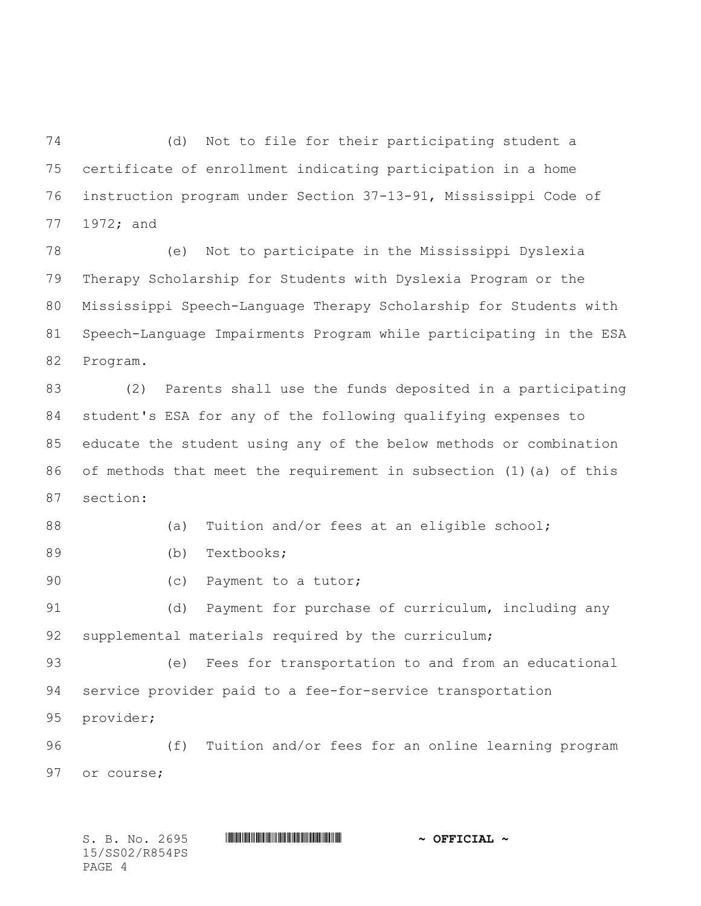(d) Not to file for their participating student a certificate of enrollment indicating participation in a home instruction program under Section 37-13-91, Mississippi Code of 1972; and

(e) Not to participate in the Mississippi Dyslexia Therapy Scholarship for Students with Dyslexia Program or the Mississippi Speech-Language Therapy Scholarship for Students with Speech-Language Impairments Program while participating in the ESA Program.

(2) Parents shall use the funds deposited in a participating student's ESA for any of the following qualifying expenses to educate the student using any of the below methods or combination of methods that meet the requirement in subsection (1)(a) of this section:

(a) Tuition and/or fees at an eligible school;

(b) Textbooks;

(c) Payment to a tutor;

(d) Payment for purchase of curriculum, including any supplemental materials required by the curriculum;

(e) Fees for transportation to and from an educational service provider paid to a fee-for-service transportation provider;

(f) Tuition and/or fees for an online learning program or course;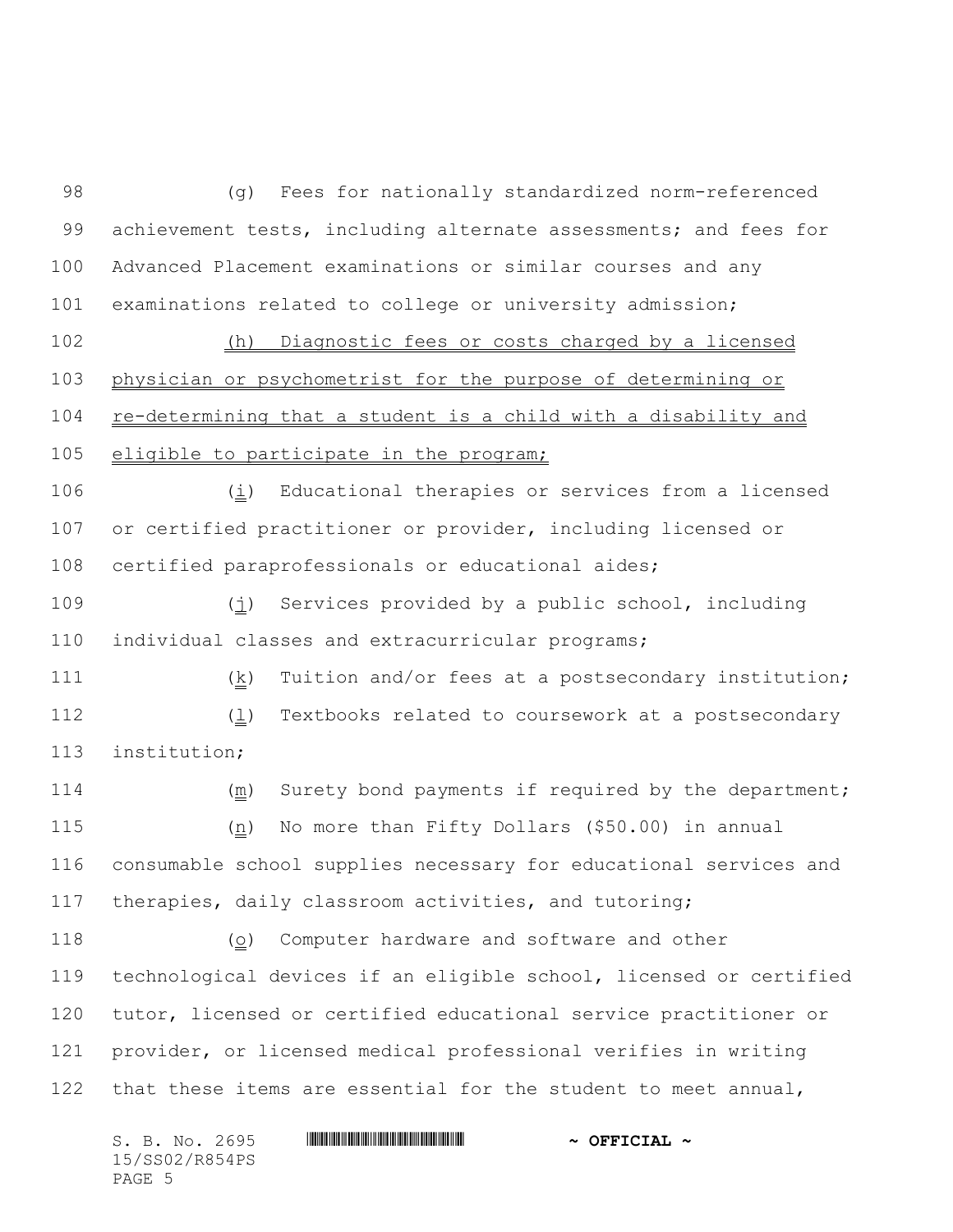(g) Fees for nationally standardized norm-referenced achievement tests, including alternate assessments; and fees for Advanced Placement examinations or similar courses and any examinations related to college or university admission;

(h) Diagnostic fees or costs charged by a licensed physician or psychometrist for the purpose of determining or re-determining that a student is a child with a disability and eligible to participate in the program;

(i) Educational therapies or services from a licensed or certified practitioner or provider, including licensed or certified paraprofessionals or educational aides;

(j) Services provided by a public school, including individual classes and extracurricular programs;

(k) Tuition and/or fees at a postsecondary institution;

(l) Textbooks related to coursework at a postsecondary institution;

(m) Surety bond payments if required by the department;

(n) No more than Fifty Dollars ($50.00) in annual consumable school supplies necessary for educational services and therapies, daily classroom activities, and tutoring;

(o) Computer hardware and software and other technological devices if an eligible school, licensed or certified tutor, licensed or certified educational service practitioner or provider, or licensed medical professional verifies in writing that these items are essential for the student to meet annual,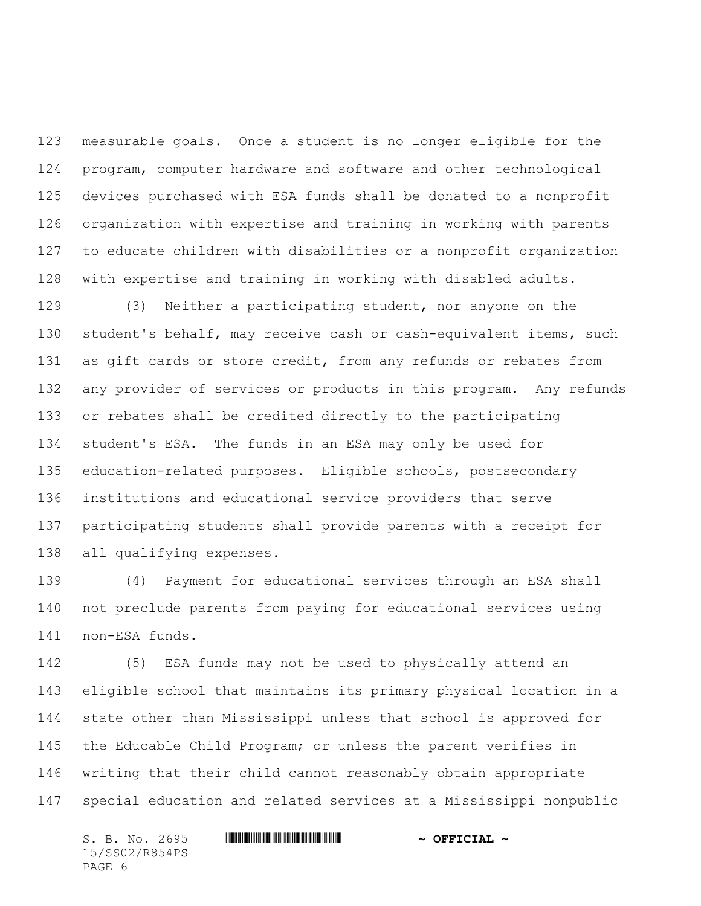measurable goals. Once a student is no longer eligible for the program, computer hardware and software and other technological devices purchased with ESA funds shall be donated to a nonprofit organization with expertise and training in working with parents to educate children with disabilities or a nonprofit organization with expertise and training in working with disabled adults.

(3) Neither a participating student, nor anyone on the student's behalf, may receive cash or cash-equivalent items, such as gift cards or store credit, from any refunds or rebates from any provider of services or products in this program. Any refunds or rebates shall be credited directly to the participating student's ESA. The funds in an ESA may only be used for education-related purposes. Eligible schools, postsecondary institutions and educational service providers that serve participating students shall provide parents with a receipt for all qualifying expenses.

(4) Payment for educational services through an ESA shall not preclude parents from paying for educational services using non-ESA funds.

(5) ESA funds may not be used to physically attend an eligible school that maintains its primary physical location in a state other than Mississippi unless that school is approved for the Educable Child Program; or unless the parent verifies in writing that their child cannot reasonably obtain appropriate special education and related services at a Mississippi nonpublic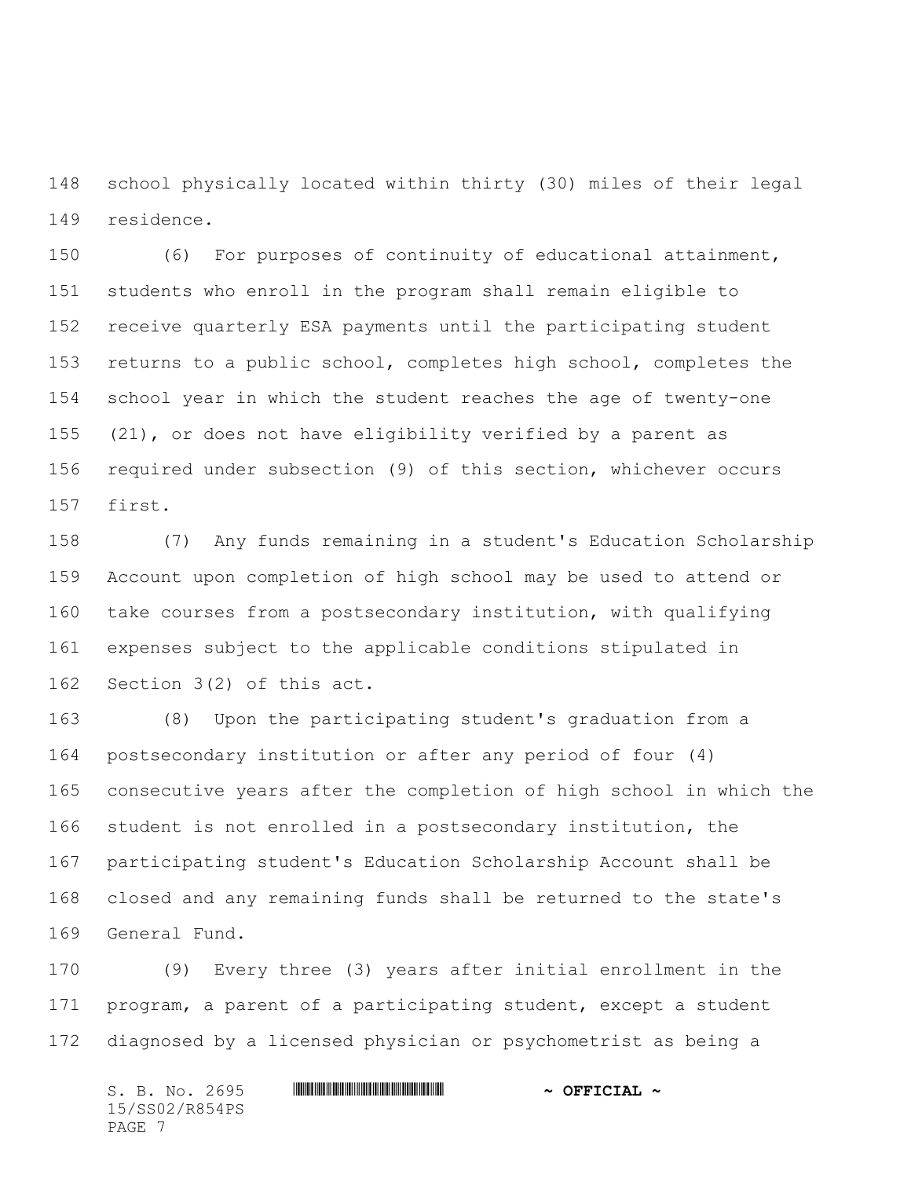school physically located within thirty (30) miles of their legal residence.

(6) For purposes of continuity of educational attainment, students who enroll in the program shall remain eligible to receive quarterly ESA payments until the participating student returns to a public school, completes high school, completes the school year in which the student reaches the age of twenty-one (21), or does not have eligibility verified by a parent as required under subsection (9) of this section, whichever occurs first.

(7) Any funds remaining in a student's Education Scholarship Account upon completion of high school may be used to attend or take courses from a postsecondary institution, with qualifying expenses subject to the applicable conditions stipulated in Section 3(2) of this act.

(8) Upon the participating student's graduation from a postsecondary institution or after any period of four (4) consecutive years after the completion of high school in which the student is not enrolled in a postsecondary institution, the participating student's Education Scholarship Account shall be closed and any remaining funds shall be returned to the state's General Fund.

(9) Every three (3) years after initial enrollment in the program, a parent of a participating student, except a student diagnosed by a licensed physician or psychometrist as being a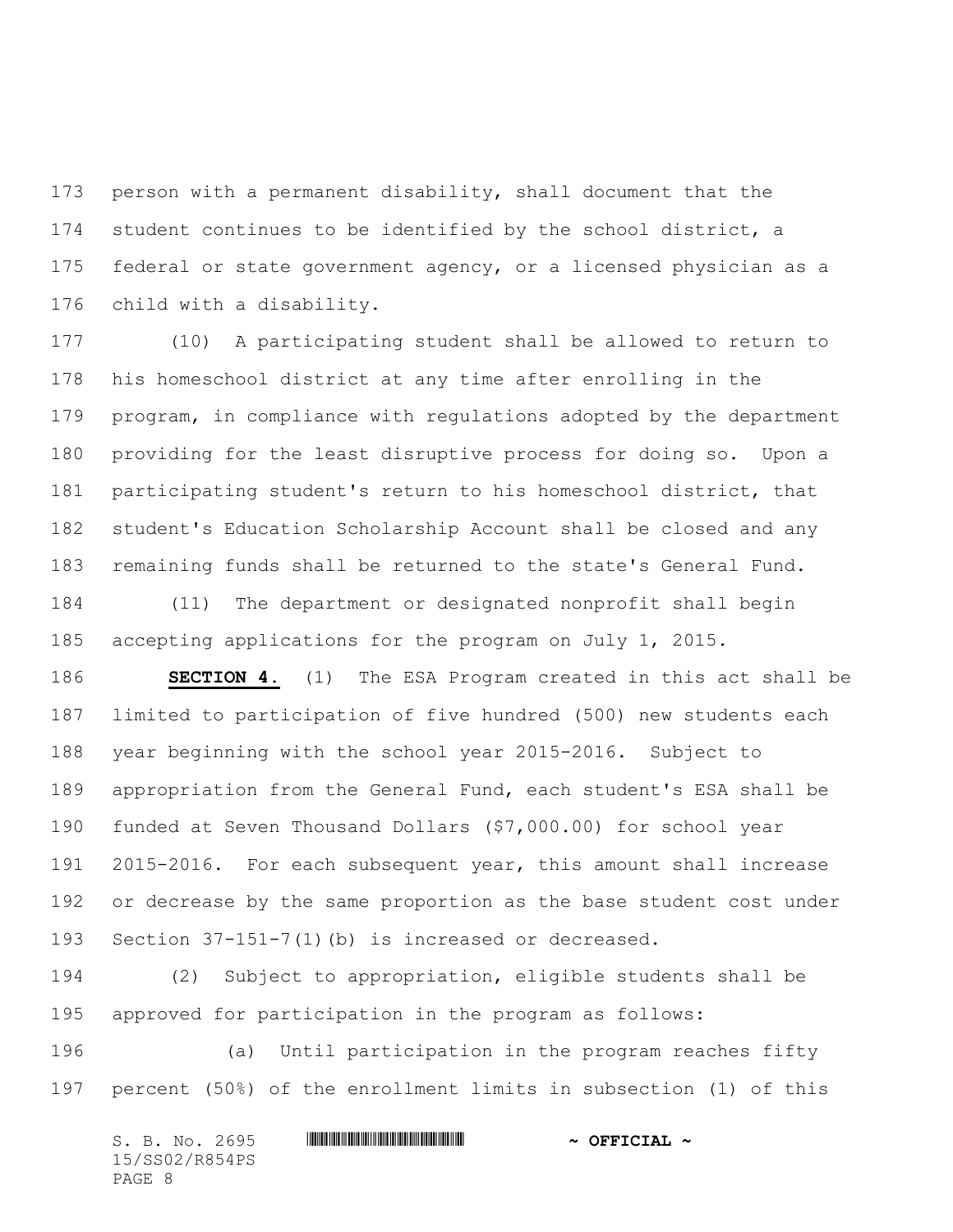person with a permanent disability, shall document that the student continues to be identified by the school district, a federal or state government agency, or a licensed physician as a child with a disability.

(10) A participating student shall be allowed to return to his homeschool district at any time after enrolling in the program, in compliance with regulations adopted by the department providing for the least disruptive process for doing so. Upon a participating student's return to his homeschool district, that student's Education Scholarship Account shall be closed and any remaining funds shall be returned to the state's General Fund.

(11) The department or designated nonprofit shall begin accepting applications for the program on July 1, 2015.

**SECTION 4.** (1) The ESA Program created in this act shall be limited to participation of five hundred (500) new students each year beginning with the school year 2015-2016. Subject to appropriation from the General Fund, each student's ESA shall be funded at Seven Thousand Dollars ($7,000.00) for school year 2015-2016. For each subsequent year, this amount shall increase or decrease by the same proportion as the base student cost under Section 37-151-7(1)(b) is increased or decreased.

(2) Subject to appropriation, eligible students shall be approved for participation in the program as follows:

(a) Until participation in the program reaches fifty percent (50%) of the enrollment limits in subsection (1) of this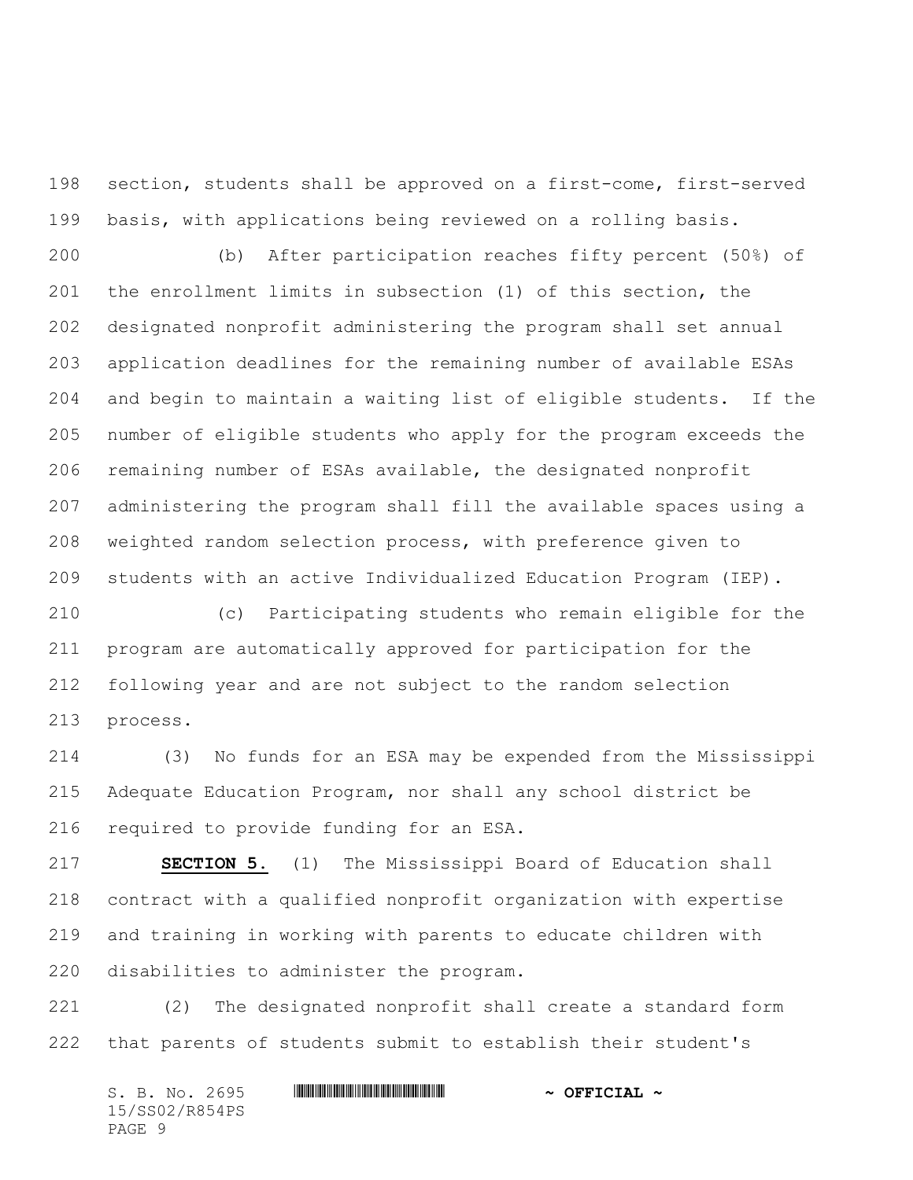section, students shall be approved on a first-come, first-served basis, with applications being reviewed on a rolling basis.

(b) After participation reaches fifty percent (50%) of the enrollment limits in subsection (1) of this section, the designated nonprofit administering the program shall set annual application deadlines for the remaining number of available ESAs and begin to maintain a waiting list of eligible students. If the number of eligible students who apply for the program exceeds the remaining number of ESAs available, the designated nonprofit administering the program shall fill the available spaces using a weighted random selection process, with preference given to students with an active Individualized Education Program (IEP).

(c) Participating students who remain eligible for the program are automatically approved for participation for the following year and are not subject to the random selection process.

(3) No funds for an ESA may be expended from the Mississippi Adequate Education Program, nor shall any school district be required to provide funding for an ESA.

**SECTION 5.** (1) The Mississippi Board of Education shall contract with a qualified nonprofit organization with expertise and training in working with parents to educate children with disabilities to administer the program.

(2) The designated nonprofit shall create a standard form that parents of students submit to establish their student's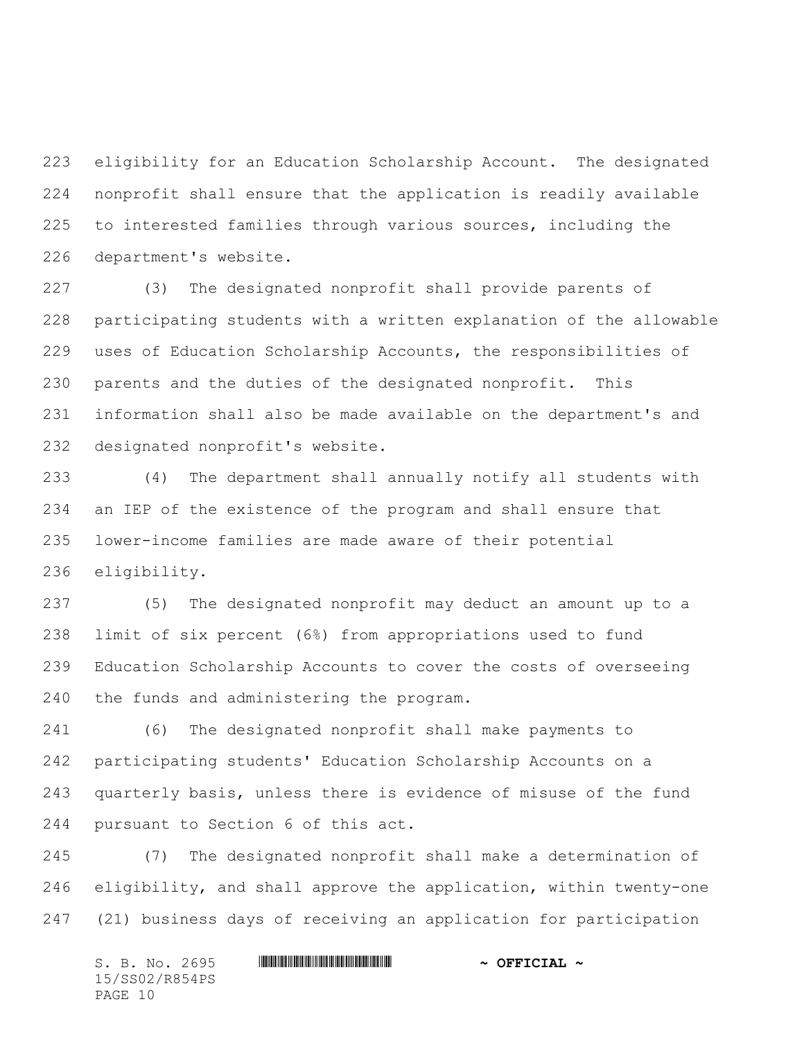eligibility for an Education Scholarship Account. The designated nonprofit shall ensure that the application is readily available to interested families through various sources, including the department's website.

(3) The designated nonprofit shall provide parents of participating students with a written explanation of the allowable uses of Education Scholarship Accounts, the responsibilities of parents and the duties of the designated nonprofit. This information shall also be made available on the department's and designated nonprofit's website.

(4) The department shall annually notify all students with an IEP of the existence of the program and shall ensure that lower-income families are made aware of their potential eligibility.

(5) The designated nonprofit may deduct an amount up to a limit of six percent (6%) from appropriations used to fund Education Scholarship Accounts to cover the costs of overseeing the funds and administering the program.

(6) The designated nonprofit shall make payments to participating students' Education Scholarship Accounts on a quarterly basis, unless there is evidence of misuse of the fund pursuant to Section 6 of this act.

(7) The designated nonprofit shall make a determination of eligibility, and shall approve the application, within twenty-one (21) business days of receiving an application for participation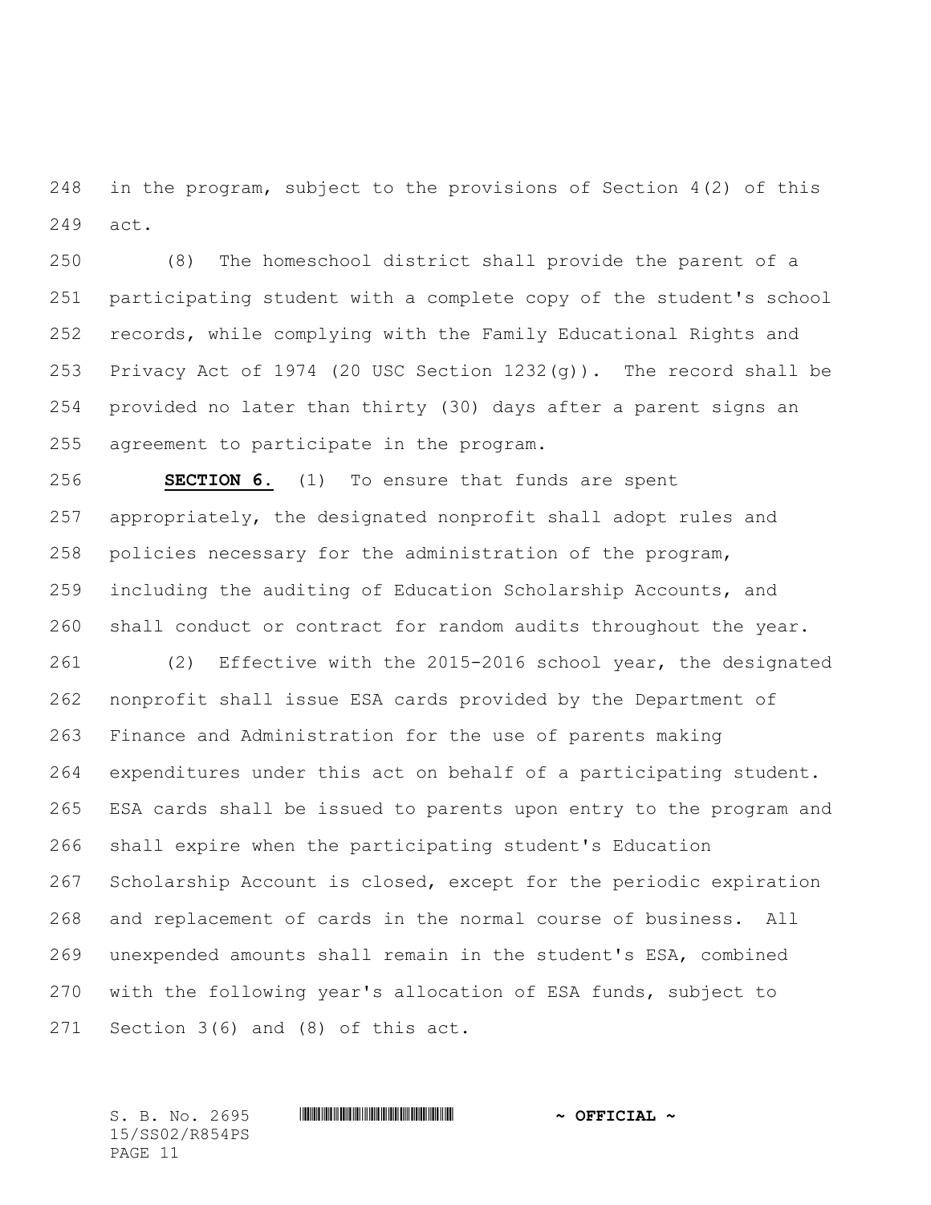in the program, subject to the provisions of Section 4(2) of this act.

(8) The homeschool district shall provide the parent of a participating student with a complete copy of the student's school records, while complying with the Family Educational Rights and Privacy Act of 1974 (20 USC Section 1232(g)). The record shall be provided no later than thirty (30) days after a parent signs an agreement to participate in the program.

**SECTION 6.** (1) To ensure that funds are spent appropriately, the designated nonprofit shall adopt rules and policies necessary for the administration of the program, including the auditing of Education Scholarship Accounts, and shall conduct or contract for random audits throughout the year.

(2) Effective with the 2015-2016 school year, the designated nonprofit shall issue ESA cards provided by the Department of Finance and Administration for the use of parents making expenditures under this act on behalf of a participating student. ESA cards shall be issued to parents upon entry to the program and shall expire when the participating student's Education Scholarship Account is closed, except for the periodic expiration and replacement of cards in the normal course of business. All unexpended amounts shall remain in the student's ESA, combined with the following year's allocation of ESA funds, subject to Section 3(6) and (8) of this act.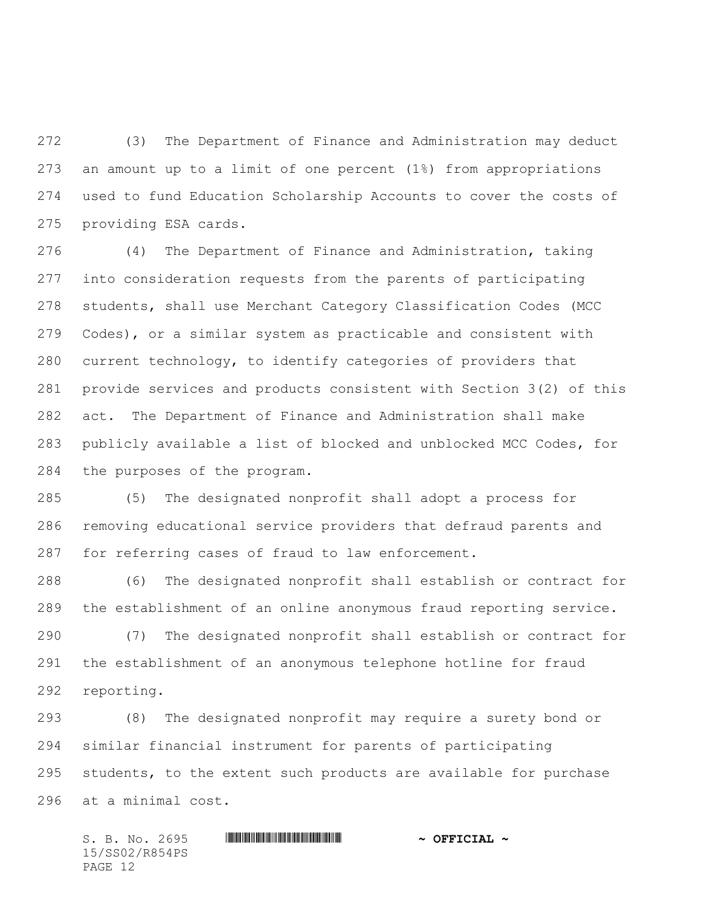(3) The Department of Finance and Administration may deduct an amount up to a limit of one percent (1%) from appropriations used to fund Education Scholarship Accounts to cover the costs of providing ESA cards.

(4) The Department of Finance and Administration, taking into consideration requests from the parents of participating students, shall use Merchant Category Classification Codes (MCC Codes), or a similar system as practicable and consistent with current technology, to identify categories of providers that provide services and products consistent with Section 3(2) of this act. The Department of Finance and Administration shall make publicly available a list of blocked and unblocked MCC Codes, for the purposes of the program.

(5) The designated nonprofit shall adopt a process for removing educational service providers that defraud parents and for referring cases of fraud to law enforcement.

(6) The designated nonprofit shall establish or contract for the establishment of an online anonymous fraud reporting service.

(7) The designated nonprofit shall establish or contract for the establishment of an anonymous telephone hotline for fraud reporting.

(8) The designated nonprofit may require a surety bond or similar financial instrument for parents of participating students, to the extent such products are available for purchase at a minimal cost.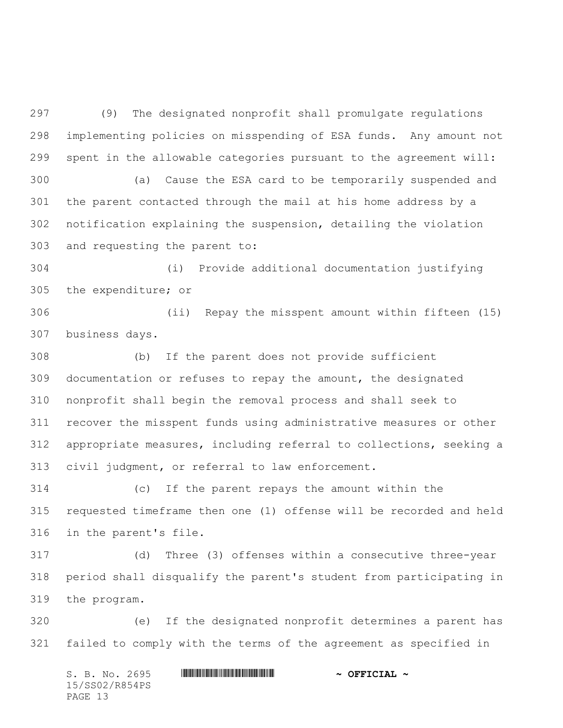(9) The designated nonprofit shall promulgate regulations implementing policies on misspending of ESA funds. Any amount not spent in the allowable categories pursuant to the agreement will:

(a) Cause the ESA card to be temporarily suspended and the parent contacted through the mail at his home address by a notification explaining the suspension, detailing the violation and requesting the parent to:

(i) Provide additional documentation justifying the expenditure; or

(ii) Repay the misspent amount within fifteen (15) business days.

(b) If the parent does not provide sufficient documentation or refuses to repay the amount, the designated nonprofit shall begin the removal process and shall seek to recover the misspent funds using administrative measures or other appropriate measures, including referral to collections, seeking a civil judgment, or referral to law enforcement.

(c) If the parent repays the amount within the requested timeframe then one (1) offense will be recorded and held in the parent's file.

(d) Three (3) offenses within a consecutive three-year period shall disqualify the parent's student from participating in the program.

(e) If the designated nonprofit determines a parent has failed to comply with the terms of the agreement as specified in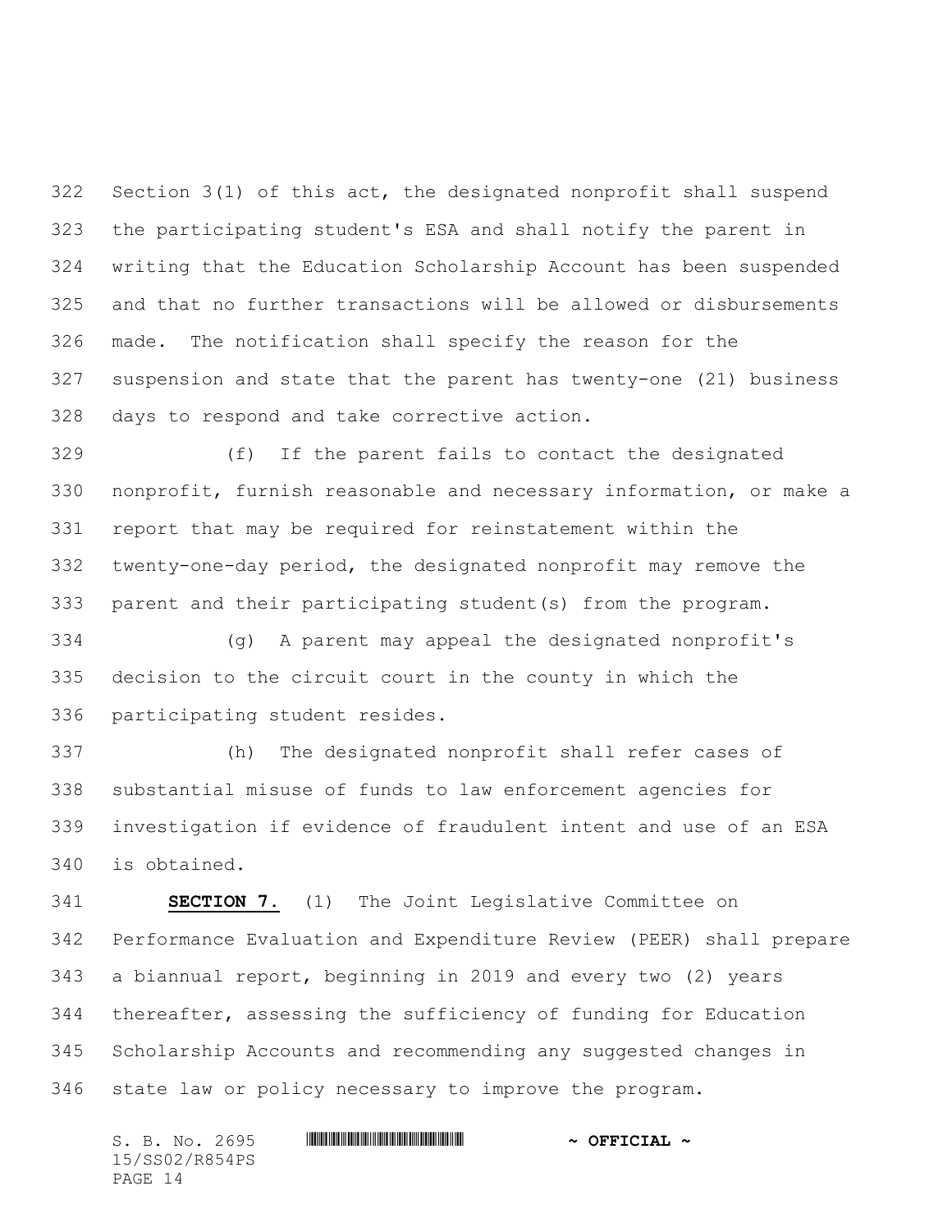Section 3(1) of this act, the designated nonprofit shall suspend the participating student's ESA and shall notify the parent in writing that the Education Scholarship Account has been suspended and that no further transactions will be allowed or disbursements made. The notification shall specify the reason for the suspension and state that the parent has twenty-one (21) business days to respond and take corrective action.

(f) If the parent fails to contact the designated nonprofit, furnish reasonable and necessary information, or make a report that may be required for reinstatement within the twenty-one-day period, the designated nonprofit may remove the parent and their participating student(s) from the program.

(g) A parent may appeal the designated nonprofit's decision to the circuit court in the county in which the participating student resides.

(h) The designated nonprofit shall refer cases of substantial misuse of funds to law enforcement agencies for investigation if evidence of fraudulent intent and use of an ESA is obtained.

**SECTION 7.** (1) The Joint Legislative Committee on Performance Evaluation and Expenditure Review (PEER) shall prepare a biannual report, beginning in 2019 and every two (2) years thereafter, assessing the sufficiency of funding for Education Scholarship Accounts and recommending any suggested changes in state law or policy necessary to improve the program.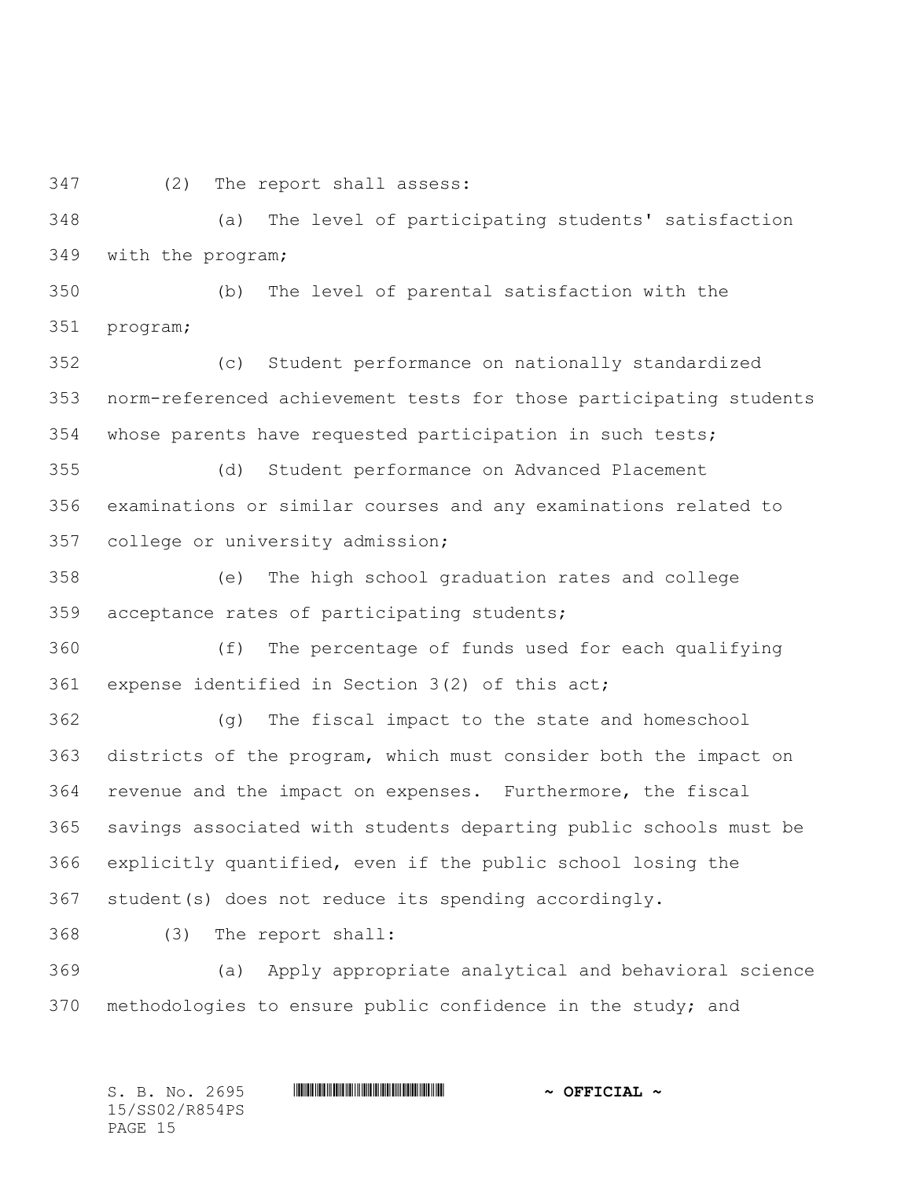(2) The report shall assess:

(a) The level of participating students' satisfaction with the program;

(b) The level of parental satisfaction with the program;

(c) Student performance on nationally standardized norm-referenced achievement tests for those participating students whose parents have requested participation in such tests;

(d) Student performance on Advanced Placement examinations or similar courses and any examinations related to college or university admission;

(e) The high school graduation rates and college acceptance rates of participating students;

(f) The percentage of funds used for each qualifying expense identified in Section 3(2) of this act;

(g) The fiscal impact to the state and homeschool districts of the program, which must consider both the impact on revenue and the impact on expenses. Furthermore, the fiscal savings associated with students departing public schools must be explicitly quantified, even if the public school losing the student(s) does not reduce its spending accordingly.

(3) The report shall:

(a) Apply appropriate analytical and behavioral science methodologies to ensure public confidence in the study; and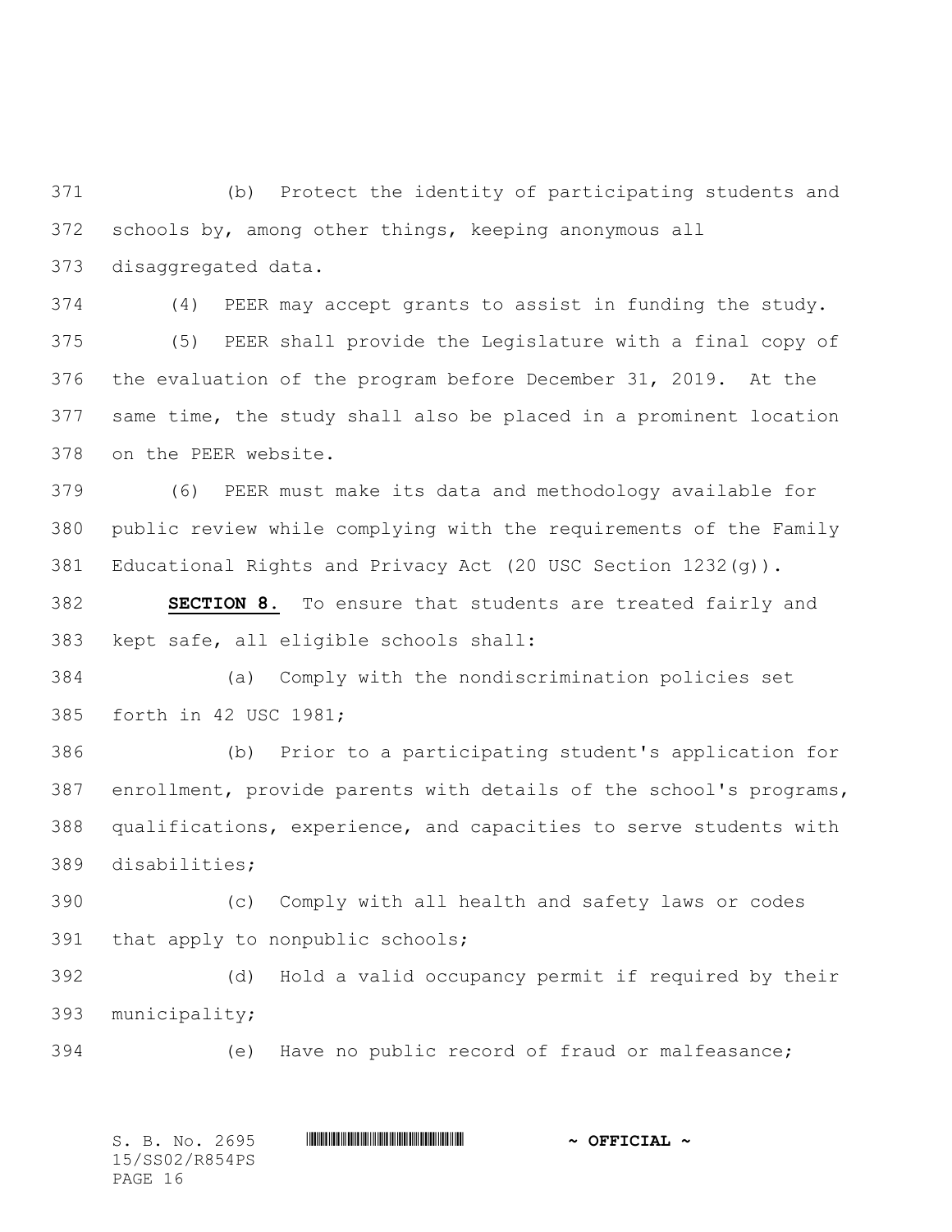(b) Protect the identity of participating students and schools by, among other things, keeping anonymous all disaggregated data.

(4) PEER may accept grants to assist in funding the study.

(5) PEER shall provide the Legislature with a final copy of the evaluation of the program before December 31, 2019. At the same time, the study shall also be placed in a prominent location on the PEER website.

(6) PEER must make its data and methodology available for public review while complying with the requirements of the Family Educational Rights and Privacy Act (20 USC Section 1232(g)).

**SECTION 8.** To ensure that students are treated fairly and kept safe, all eligible schools shall:

(a) Comply with the nondiscrimination policies set forth in 42 USC 1981;

(b) Prior to a participating student's application for enrollment, provide parents with details of the school's programs, qualifications, experience, and capacities to serve students with disabilities;

(c) Comply with all health and safety laws or codes that apply to nonpublic schools;

(d) Hold a valid occupancy permit if required by their municipality;

(e) Have no public record of fraud or malfeasance;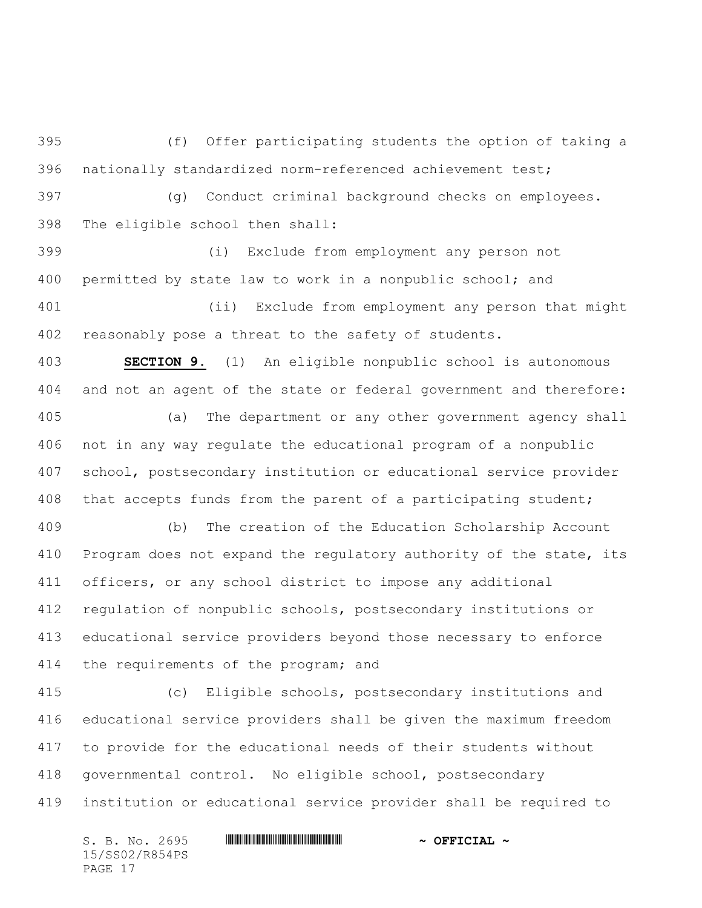(f) Offer participating students the option of taking a nationally standardized norm-referenced achievement test;

(g) Conduct criminal background checks on employees. The eligible school then shall:

(i) Exclude from employment any person not permitted by state law to work in a nonpublic school; and

(ii) Exclude from employment any person that might reasonably pose a threat to the safety of students.

**SECTION 9.** (1) An eligible nonpublic school is autonomous and not an agent of the state or federal government and therefore:

(a) The department or any other government agency shall not in any way regulate the educational program of a nonpublic school, postsecondary institution or educational service provider that accepts funds from the parent of a participating student;

(b) The creation of the Education Scholarship Account Program does not expand the regulatory authority of the state, its officers, or any school district to impose any additional regulation of nonpublic schools, postsecondary institutions or educational service providers beyond those necessary to enforce the requirements of the program; and

(c) Eligible schools, postsecondary institutions and educational service providers shall be given the maximum freedom to provide for the educational needs of their students without governmental control. No eligible school, postsecondary institution or educational service provider shall be required to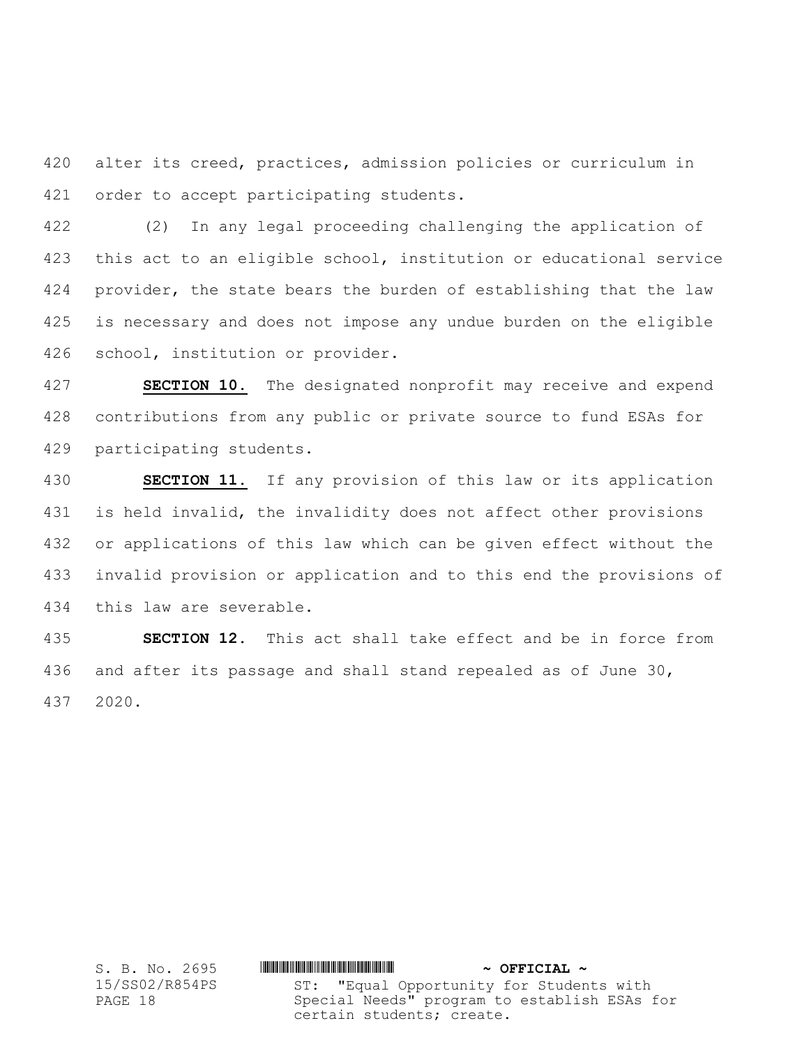alter its creed, practices, admission policies or curriculum in order to accept participating students.

(2) In any legal proceeding challenging the application of this act to an eligible school, institution or educational service provider, the state bears the burden of establishing that the law is necessary and does not impose any undue burden on the eligible school, institution or provider.

**SECTION 10.** The designated nonprofit may receive and expend contributions from any public or private source to fund ESAs for participating students.

**SECTION 11.** If any provision of this law or its application is held invalid, the invalidity does not affect other provisions or applications of this law which can be given effect without the invalid provision or application and to this end the provisions of this law are severable.

**SECTION 12.** This act shall take effect and be in force from and after its passage and shall stand repealed as of June 30, 2020.